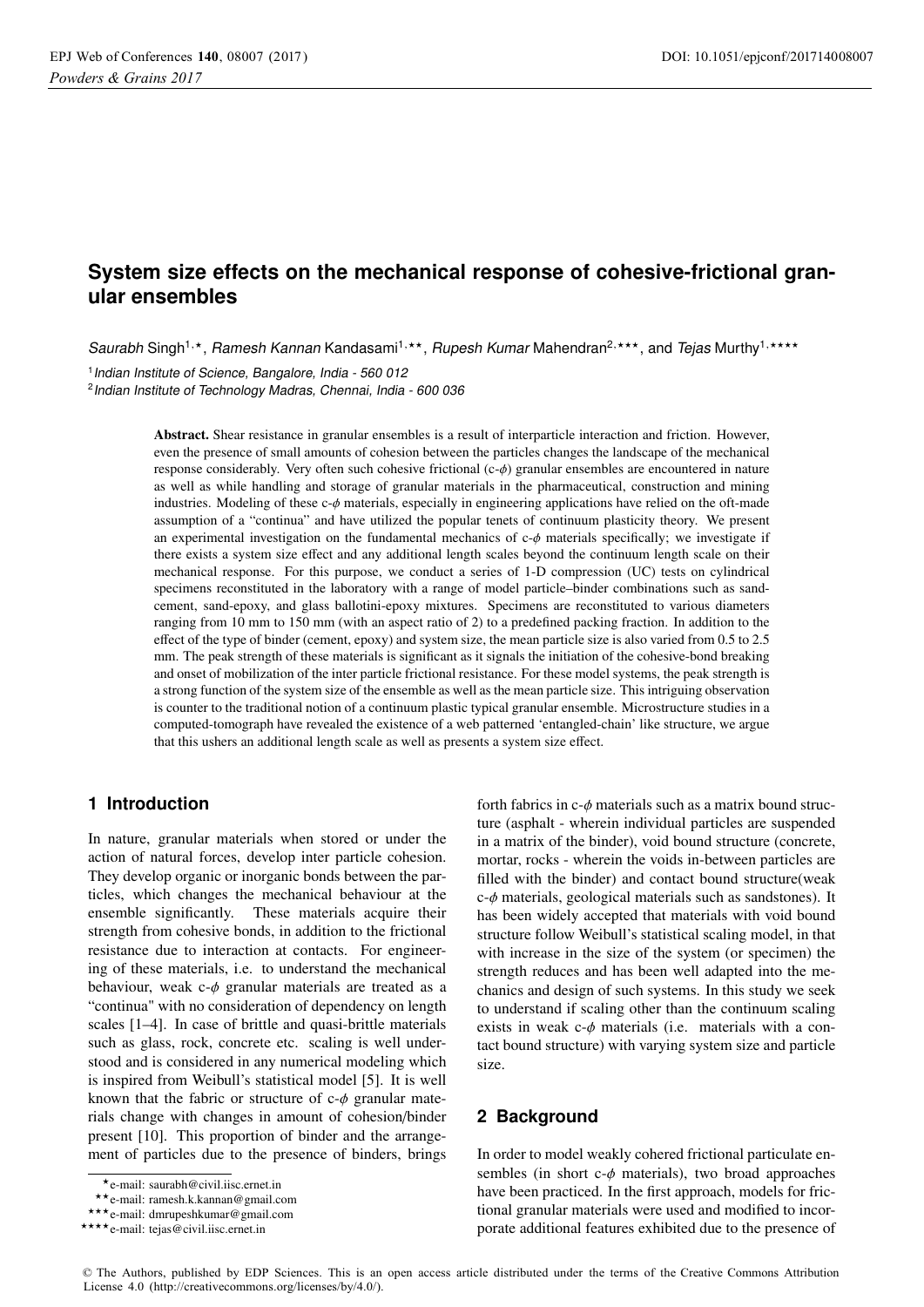# System size effects on the mechanical response of cohesive-frictional granular ensembles

*Saurabh* Singh[1,⋆], *Ramesh Kannan* Kandasami[1,⋆⋆], *Rupesh Kumar* Mahendran[2,⋆⋆⋆], and *Tejas* Murthy[1,⋆⋆⋆⋆]

[1] *Indian Institute of Science, Bangalore, India - 560 012*
[2] *Indian Institute of Technology Madras, Chennai, India - 600 036*

**Abstract.** Shear resistance in granular ensembles is a result of interparticle interaction and friction. However, even the presence of small amounts of cohesion between the particles changes the landscape of the mechanical response considerably. Very often such cohesive frictional (c-$\phi$) granular ensembles are encountered in nature as well as while handling and storage of granular materials in the pharmaceutical, construction and mining industries. Modeling of these c-$\phi$ materials, especially in engineering applications have relied on the oft-made assumption of a "continua" and have utilized the popular tenets of continuum plasticity theory. We present an experimental investigation on the fundamental mechanics of c-$\phi$ materials specifically; we investigate if there exists a system size effect and any additional length scales beyond the continuum length scale on their mechanical response. For this purpose, we conduct a series of 1-D compression (UC) tests on cylindrical specimens reconstituted in the laboratory with a range of model particle–binder combinations such as sand-cement, sand-epoxy, and glass ballotini-epoxy mixtures. Specimens are reconstituted to various diameters ranging from 10 mm to 150 mm (with an aspect ratio of 2) to a predefined packing fraction. In addition to the effect of the type of binder (cement, epoxy) and system size, the mean particle size is also varied from 0.5 to 2.5 mm. The peak strength of these materials is significant as it signals the initiation of the cohesive-bond breaking and onset of mobilization of the inter particle frictional resistance. For these model systems, the peak strength is a strong function of the system size of the ensemble as well as the mean particle size. This intriguing observation is counter to the traditional notion of a continuum plastic typical granular ensemble. Microstructure studies in a computed-tomograph have revealed the existence of a web patterned 'entangled-chain' like structure, we argue that this ushers an additional length scale as well as presents a system size effect.

## 1 Introduction

In nature, granular materials when stored or under the action of natural forces, develop inter particle cohesion. They develop organic or inorganic bonds between the particles, which changes the mechanical behaviour at the ensemble significantly. These materials acquire their strength from cohesive bonds, in addition to the frictional resistance due to interaction at contacts. For engineering of these materials, i.e. to understand the mechanical behaviour, weak c-$\phi$ granular materials are treated as a "continua" with no consideration of dependency on length scales [1–4]. In case of brittle and quasi-brittle materials such as glass, rock, concrete etc. scaling is well understood and is considered in any numerical modeling which is inspired from Weibull's statistical model [5]. It is well known that the fabric or structure of c-$\phi$ granular materials change with changes in amount of cohesion/binder present [10]. This proportion of binder and the arrangement of particles due to the presence of binders, brings forth fabrics in c-$\phi$ materials such as a matrix bound structure (asphalt - wherein individual particles are suspended in a matrix of the binder), void bound structure (concrete, mortar, rocks - wherein the voids in-between particles are filled with the binder) and contact bound structure(weak c-$\phi$ materials, geological materials such as sandstones). It has been widely accepted that materials with void bound structure follow Weibull's statistical scaling model, in that with increase in the size of the system (or specimen) the strength reduces and has been well adapted into the mechanics and design of such systems. In this study we seek to understand if scaling other than the continuum scaling exists in weak c-$\phi$ materials (i.e. materials with a contact bound structure) with varying system size and particle size.

## 2 Background

In order to model weakly cohered frictional particulate ensembles (in short c-$\phi$ materials), two broad approaches have been practiced. In the first approach, models for frictional granular materials were used and modified to incorporate additional features exhibited due to the presence of

⋆e-mail: saurabh@civil.iisc.ernet.in
⋆⋆e-mail: ramesh.k.kannan@gmail.com
⋆⋆⋆e-mail: dmrupeshkumar@gmail.com
⋆⋆⋆⋆e-mail: tejas@civil.iisc.ernet.in

© The Authors, published by EDP Sciences. This is an open access article distributed under the terms of the Creative Commons Attribution License 4.0 (http://creativecommons.org/licenses/by/4.0/).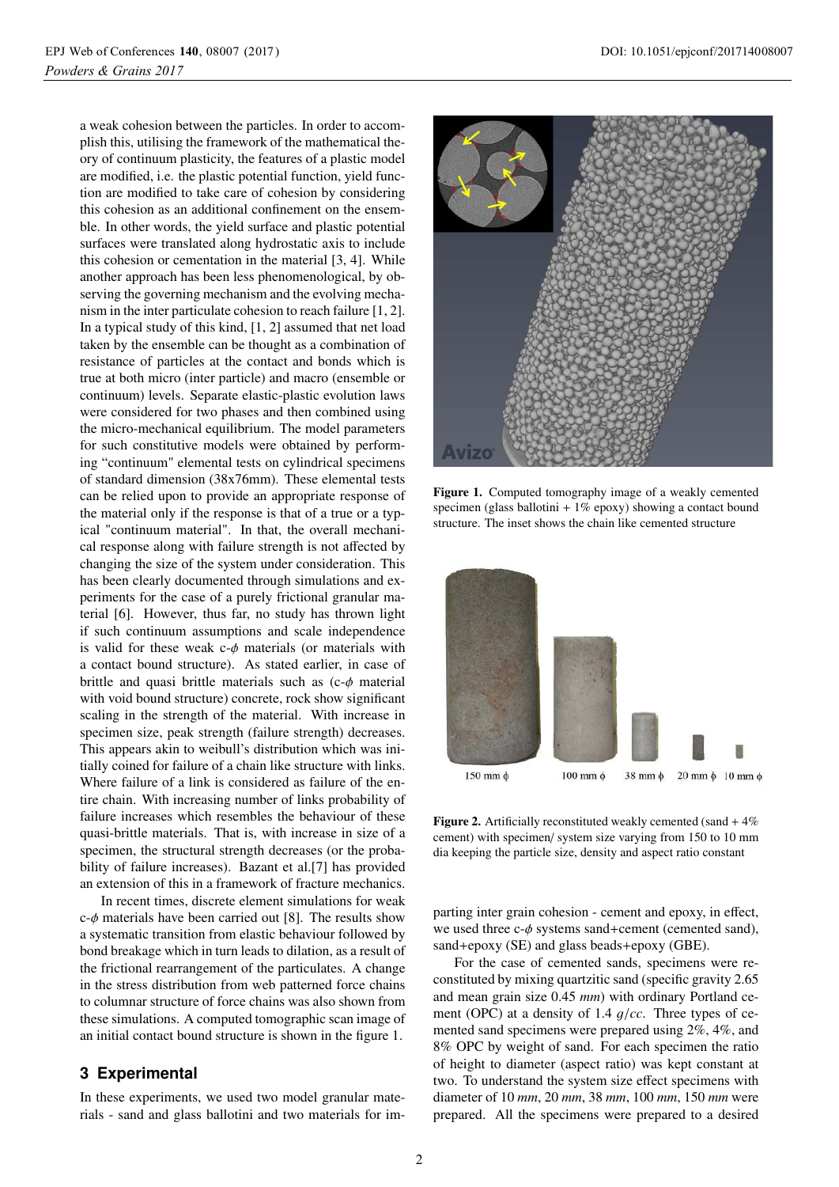a weak cohesion between the particles. In order to accomplish this, utilising the framework of the mathematical theory of continuum plasticity, the features of a plastic model are modified, i.e. the plastic potential function, yield function are modified to take care of cohesion by considering this cohesion as an additional confinement on the ensemble. In other words, the yield surface and plastic potential surfaces were translated along hydrostatic axis to include this cohesion or cementation in the material [3, 4]. While another approach has been less phenomenological, by observing the governing mechanism and the evolving mechanism in the inter particulate cohesion to reach failure [1, 2]. In a typical study of this kind, [1, 2] assumed that net load taken by the ensemble can be thought as a combination of resistance of particles at the contact and bonds which is true at both micro (inter particle) and macro (ensemble or continuum) levels. Separate elastic-plastic evolution laws were considered for two phases and then combined using the micro-mechanical equilibrium. The model parameters for such constitutive models were obtained by performing "continuum" elemental tests on cylindrical specimens of standard dimension (38x76mm). These elemental tests can be relied upon to provide an appropriate response of the material only if the response is that of a true or a typical "continuum material". In that, the overall mechanical response along with failure strength is not affected by changing the size of the system under consideration. This has been clearly documented through simulations and experiments for the case of a purely frictional granular material [6]. However, thus far, no study has thrown light if such continuum assumptions and scale independence is valid for these weak c-$\phi$ materials (or materials with a contact bound structure). As stated earlier, in case of brittle and quasi brittle materials such as (c-$\phi$ material with void bound structure) concrete, rock show significant scaling in the strength of the material. With increase in specimen size, peak strength (failure strength) decreases. This appears akin to weibull's distribution which was initially coined for failure of a chain like structure with links. Where failure of a link is considered as failure of the entire chain. With increasing number of links probability of failure increases which resembles the behaviour of these quasi-brittle materials. That is, with increase in size of a specimen, the structural strength decreases (or the probability of failure increases). Bazant et al.[7] has provided an extension of this in a framework of fracture mechanics.

In recent times, discrete element simulations for weak c-$\phi$ materials have been carried out [8]. The results show a systematic transition from elastic behaviour followed by bond breakage which in turn leads to dilation, as a result of the frictional rearrangement of the particulates. A change in the stress distribution from web patterned force chains to columnar structure of force chains was also shown from these simulations. A computed tomographic scan image of an initial contact bound structure is shown in the figure 1.

## 3 Experimental

In these experiments, we used two model granular materials - sand and glass ballotini and two materials for imparting inter grain cohesion - cement and epoxy, in effect, we used three c-$\phi$ systems sand+cement (cemented sand), sand+epoxy (SE) and glass beads+epoxy (GBE).

For the case of cemented sands, specimens were reconstituted by mixing quartzitic sand (specific gravity 2.65 and mean grain size 0.45 *mm*) with ordinary Portland cement (OPC) at a density of 1.4 $g/cc$. Three types of cemented sand specimens were prepared using 2%, 4%, and 8% OPC by weight of sand. For each specimen the ratio of height to diameter (aspect ratio) was kept constant at two. To understand the system size effect specimens with diameter of 10 *mm*, 20 *mm*, 38 *mm*, 100 *mm*, 150 *mm* were prepared. All the specimens were prepared to a desired

**Figure 1.** Computed tomography image of a weakly cemented specimen (glass ballotini + 1% epoxy) showing a contact bound structure. The inset shows the chain like cemented structure

150 mm $\phi$ 100 mm $\phi$ 38 mm $\phi$ 20 mm $\phi$ 10 mm $\phi$

**Figure 2.** Artificially reconstituted weakly cemented (sand + 4% cement) with specimen/ system size varying from 150 to 10 mm dia keeping the particle size, density and aspect ratio constant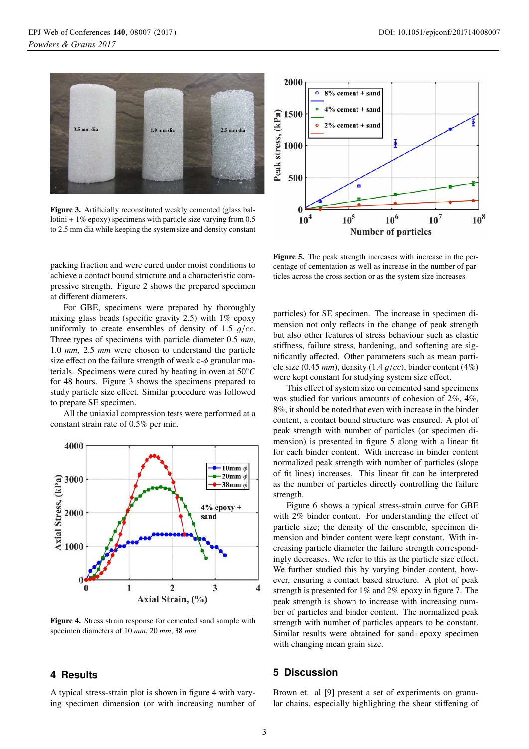Figure 3. Artificially reconstituted weakly cemented (glass ballotini + 1% epoxy) specimens with particle size varying from 0.5 to 2.5 mm dia while keeping the system size and density constant

packing fraction and were cured under moist conditions to achieve a contact bound structure and a characteristic compressive strength. Figure 2 shows the prepared specimen at different diameters.

For GBE, specimens were prepared by thoroughly mixing glass beads (specific gravity 2.5) with 1% epoxy uniformly to create ensembles of density of 1.5 $g/cc$. Three types of specimens with particle diameter 0.5 $mm$, 1.0 $mm$, 2.5 $mm$ were chosen to understand the particle size effect on the failure strength of weak c-$\phi$ granular materials. Specimens were cured by heating in oven at 50$^{\circ}C$ for 48 hours. Figure 3 shows the specimens prepared to study particle size effect. Similar procedure was followed to prepare SE specimen.

All the uniaxial compression tests were performed at a constant strain rate of 0.5% per min.

Figure 4. Stress strain response for cemented sand sample with specimen diameters of 10 $mm$, 20 $mm$, 38 $mm$

## 4 Results

A typical stress-strain plot is shown in figure 4 with varying specimen dimension (or with increasing number of particles) for SE specimen. The increase in specimen dimension not only reflects in the change of peak strength but also other features of stress behaviour such as elastic stiffness, failure stress, hardening, and softening are significantly affected. Other parameters such as mean particle size (0.45 $mm$), density (1.4 $g/cc$), binder content (4%) were kept constant for studying system size effect.

Figure 5. The peak strength increases with increase in the percentage of cementation as well as increase in the number of particles across the cross section or as the system size increases

This effect of system size on cemented sand specimens was studied for various amounts of cohesion of 2%, 4%, 8%, it should be noted that even with increase in the binder content, a contact bound structure was ensured. A plot of peak strength with number of particles (or specimen dimension) is presented in figure 5 along with a linear fit for each binder content. With increase in binder content normalized peak strength with number of particles (slope of fit lines) increases. This linear fit can be interpreted as the number of particles directly controlling the failure strength.

Figure 6 shows a typical stress-strain curve for GBE with 2% binder content. For understanding the effect of particle size; the density of the ensemble, specimen dimension and binder content were kept constant. With increasing particle diameter the failure strength correspondingly decreases. We refer to this as the particle size effect. We further studied this by varying binder content, however, ensuring a contact based structure. A plot of peak strength is presented for 1% and 2% epoxy in figure 7. The peak strength is shown to increase with increasing number of particles and binder content. The normalized peak strength with number of particles appears to be constant. Similar results were obtained for sand+epoxy specimen with changing mean grain size.

## 5 Discussion

Brown et. al [9] present a set of experiments on granular chains, especially highlighting the shear stiffening of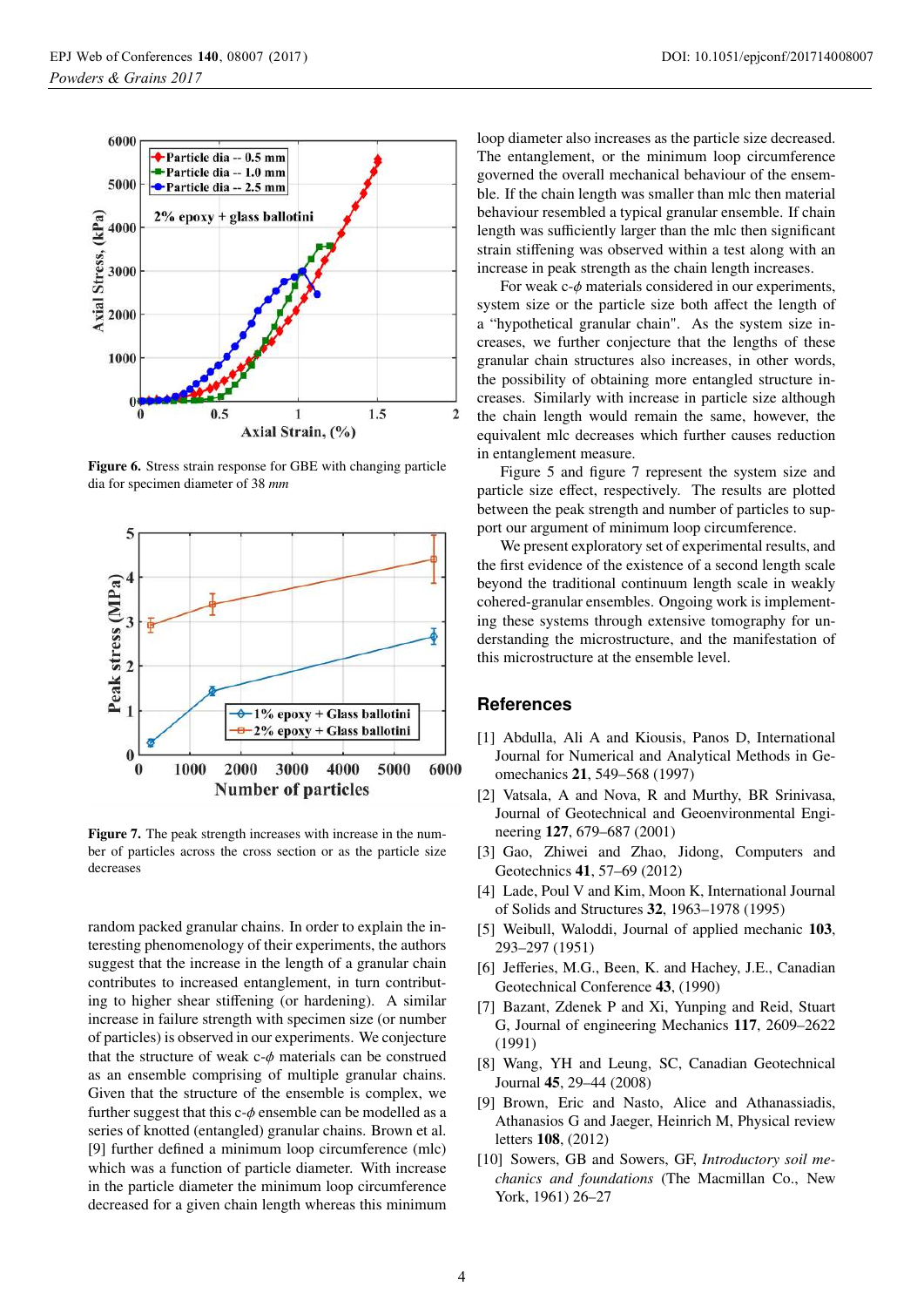6000
5000
4000
3000
2000
1000
0
Axial Stress, (kPa)
0
0.5
1
1.5
2
Axial Strain, (%)
Particle dia -- 0.5 mm
Particle dia -- 1.0 mm
Particle dia -- 2.5 mm
2% epoxy + glass ballotini

**Figure 6.** Stress strain response for GBE with changing particle dia for specimen diameter of 38 *mm*

5
4
3
2
1
0
Peak stress (MPa)
0
1000
2000
3000
4000
5000
6000
Number of particles
1% epoxy + Glass ballotini
2% epoxy + Glass ballotini

**Figure 7.** The peak strength increases with increase in the number of particles across the cross section or as the particle size decreases

random packed granular chains. In order to explain the interesting phenomenology of their experiments, the authors suggest that the increase in the length of a granular chain contributes to increased entanglement, in turn contributing to higher shear stiffening (or hardening). A similar increase in failure strength with specimen size (or number of particles) is observed in our experiments. We conjecture that the structure of weak c-$\phi$ materials can be construed as an ensemble comprising of multiple granular chains. Given that the structure of the ensemble is complex, we further suggest that this c-$\phi$ ensemble can be modelled as a series of knotted (entangled) granular chains. Brown et al. [9] further defined a minimum loop circumference (mlc) which was a function of particle diameter. With increase in the particle diameter the minimum loop circumference decreased for a given chain length whereas this minimum loop diameter also increases as the particle size decreased. The entanglement, or the minimum loop circumference governed the overall mechanical behaviour of the ensemble. If the chain length was smaller than mlc then material behaviour resembled a typical granular ensemble. If chain length was sufficiently larger than the mlc then significant strain stiffening was observed within a test along with an increase in peak strength as the chain length increases.

For weak c-$\phi$ materials considered in our experiments, system size or the particle size both affect the length of a "hypothetical granular chain". As the system size increases, we further conjecture that the lengths of these granular chain structures also increases, in other words, the possibility of obtaining more entangled structure increases. Similarly with increase in particle size although the chain length would remain the same, however, the equivalent mlc decreases which further causes reduction in entanglement measure.

Figure 5 and figure 7 represent the system size and particle size effect, respectively. The results are plotted between the peak strength and number of particles to support our argument of minimum loop circumference.

We present exploratory set of experimental results, and the first evidence of the existence of a second length scale beyond the traditional continuum length scale in weakly cohered-granular ensembles. Ongoing work is implementing these systems through extensive tomography for understanding the microstructure, and the manifestation of this microstructure at the ensemble level.

## References

[1] Abdulla, Ali A and Kiousis, Panos D, International Journal for Numerical and Analytical Methods in Geomechanics **21**, 549–568 (1997)

[2] Vatsala, A and Nova, R and Murthy, BR Srinivasa, Journal of Geotechnical and Geoenvironmental Engineering **127**, 679–687 (2001)

[3] Gao, Zhiwei and Zhao, Jidong, Computers and Geotechnics **41**, 57–69 (2012)

[4] Lade, Poul V and Kim, Moon K, International Journal of Solids and Structures **32**, 1963–1978 (1995)

[5] Weibull, Waloddi, Journal of applied mechanic **103**, 293–297 (1951)

[6] Jefferies, M.G., Been, K. and Hachey, J.E., Canadian Geotechnical Conference **43**, (1990)

[7] Bazant, Zdenek P and Xi, Yunping and Reid, Stuart G, Journal of engineering Mechanics **117**, 2609–2622 (1991)

[8] Wang, YH and Leung, SC, Canadian Geotechnical Journal **45**, 29–44 (2008)

[9] Brown, Eric and Nasto, Alice and Athanassiadis, Athanasios G and Jaeger, Heinrich M, Physical review letters **108**, (2012)

[10] Sowers, GB and Sowers, GF, *Introductory soil mechanics and foundations* (The Macmillan Co., New York, 1961) 26–27